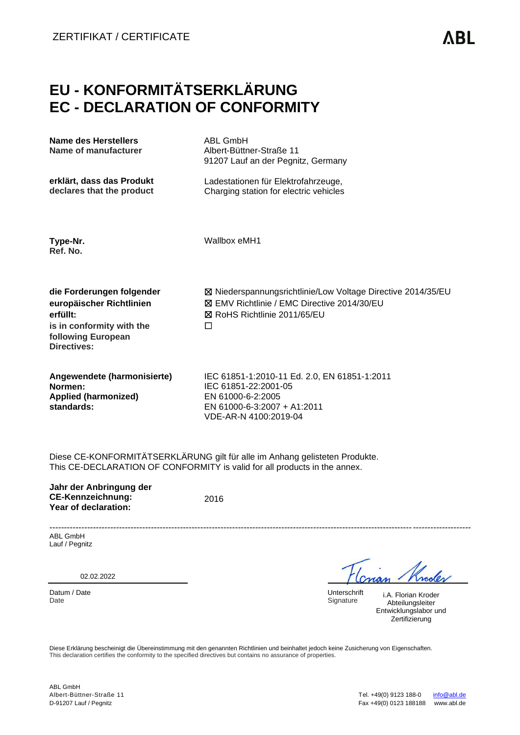ZERTIFIKAT / CERTIFICATE

ABL

# EU - KONFORMITÄTSERKLÄRUNG
# EC - DECLARATION OF CONFORMITY

| | |
|---|---|
| **Name des Herstellers**<br>**Name of manufacturer** | ABL GmbH<br>Albert-Büttner-Straße 11<br>91207 Lauf an der Pegnitz, Germany |
| **erklärt, dass das Produkt**<br>**declares that the product** | Ladestationen für Elektrofahrzeuge,<br>Charging station for electric vehicles |
| **Type-Nr.**<br>**Ref. No.** | Wallbox eMH1 |
| **die Forderungen folgender europäischer Richtlinien erfüllt:**<br>**is in conformity with the following European Directives:** | ☒ Niederspannungsrichtlinie/Low Voltage Directive 2014/35/EU<br>☒ EMV Richtlinie / EMC Directive 2014/30/EU<br>☒ RoHS Richtlinie 2011/65/EU<br>☐ |
| **Angewendete (harmonisierte) Normen:**<br>**Applied (harmonized) standards:** | IEC 61851-1:2010-11 Ed. 2.0, EN 61851-1:2011<br>IEC 61851-22:2001-05<br>EN 61000-6-2:2005<br>EN 61000-6-3:2007 + A1:2011<br>VDE-AR-N 4100:2019-04 |

Diese CE-KONFORMITÄTSERKLÄRUNG gilt für alle im Anhang gelisteten Produkte.
This CE-DECLARATION OF CONFORMITY is valid for all products in the annex.

**Jahr der Anbringung der CE-Kennzeichnung:**
**Year of declaration:** 2016

---

ABL GmbH
Lauf / Pegnitz

02.02.2022

Datum / Date
Date

Unterschrift
Signature

i.A. Florian Kroder
Abteilungsleiter
Entwicklungslabor und
Zertifizierung

Diese Erklärung bescheinigt die Übereinstimmung mit den genannten Richtlinien und beinhaltet jedoch keine Zusicherung von Eigenschaften.
This declaration certifies the conformity to the specified directives but contains no assurance of properties.

ABL GmbH
Albert-Büttner-Straße 11
D-91207 Lauf / Pegnitz

Tel. +49(0) 9123 188-0 info@abl.de
Fax +49(0) 0123 188188 www.abl.de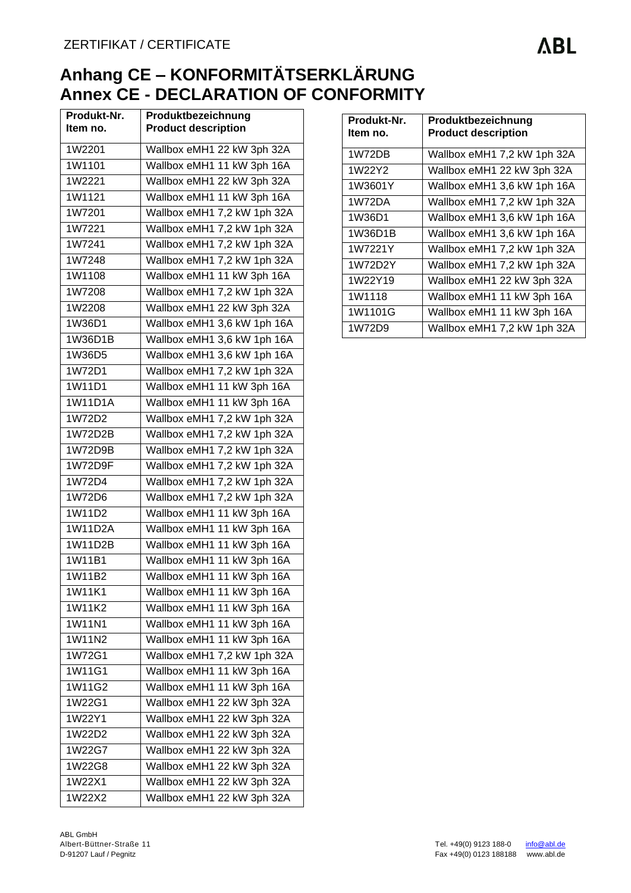ZERTIFIKAT / CERTIFICATE

# Anhang CE – KONFORMITÄTSERKLÄRUNG
# Annex CE - DECLARATION OF CONFORMITY

| Produkt-Nr.<br>Item no. | Produktbezeichnung<br>Product description |
|---|---|
| 1W2201 | Wallbox eMH1 22 kW 3ph 32A |
| 1W1101 | Wallbox eMH1 11 kW 3ph 16A |
| 1W2221 | Wallbox eMH1 22 kW 3ph 32A |
| 1W1121 | Wallbox eMH1 11 kW 3ph 16A |
| 1W7201 | Wallbox eMH1 7,2 kW 1ph 32A |
| 1W7221 | Wallbox eMH1 7,2 kW 1ph 32A |
| 1W7241 | Wallbox eMH1 7,2 kW 1ph 32A |
| 1W7248 | Wallbox eMH1 7,2 kW 1ph 32A |
| 1W1108 | Wallbox eMH1 11 kW 3ph 16A |
| 1W7208 | Wallbox eMH1 7,2 kW 1ph 32A |
| 1W2208 | Wallbox eMH1 22 kW 3ph 32A |
| 1W36D1 | Wallbox eMH1 3,6 kW 1ph 16A |
| 1W36D1B | Wallbox eMH1 3,6 kW 1ph 16A |
| 1W36D5 | Wallbox eMH1 3,6 kW 1ph 16A |
| 1W72D1 | Wallbox eMH1 7,2 kW 1ph 32A |
| 1W11D1 | Wallbox eMH1 11 kW 3ph 16A |
| 1W11D1A | Wallbox eMH1 11 kW 3ph 16A |
| 1W72D2 | Wallbox eMH1 7,2 kW 1ph 32A |
| 1W72D2B | Wallbox eMH1 7,2 kW 1ph 32A |
| 1W72D9B | Wallbox eMH1 7,2 kW 1ph 32A |
| 1W72D9F | Wallbox eMH1 7,2 kW 1ph 32A |
| 1W72D4 | Wallbox eMH1 7,2 kW 1ph 32A |
| 1W72D6 | Wallbox eMH1 7,2 kW 1ph 32A |
| 1W11D2 | Wallbox eMH1 11 kW 3ph 16A |
| 1W11D2A | Wallbox eMH1 11 kW 3ph 16A |
| 1W11D2B | Wallbox eMH1 11 kW 3ph 16A |
| 1W11B1 | Wallbox eMH1 11 kW 3ph 16A |
| 1W11B2 | Wallbox eMH1 11 kW 3ph 16A |
| 1W11K1 | Wallbox eMH1 11 kW 3ph 16A |
| 1W11K2 | Wallbox eMH1 11 kW 3ph 16A |
| 1W11N1 | Wallbox eMH1 11 kW 3ph 16A |
| 1W11N2 | Wallbox eMH1 11 kW 3ph 16A |
| 1W72G1 | Wallbox eMH1 7,2 kW 1ph 32A |
| 1W11G1 | Wallbox eMH1 11 kW 3ph 16A |
| 1W11G2 | Wallbox eMH1 11 kW 3ph 16A |
| 1W22G1 | Wallbox eMH1 22 kW 3ph 32A |
| 1W22Y1 | Wallbox eMH1 22 kW 3ph 32A |
| 1W22D2 | Wallbox eMH1 22 kW 3ph 32A |
| 1W22G7 | Wallbox eMH1 22 kW 3ph 32A |
| 1W22G8 | Wallbox eMH1 22 kW 3ph 32A |
| 1W22X1 | Wallbox eMH1 22 kW 3ph 32A |
| 1W22X2 | Wallbox eMH1 22 kW 3ph 32A |

| Produkt-Nr.<br>Item no. | Produktbezeichnung<br>Product description |
|---|---|
| 1W72DB | Wallbox eMH1 7,2 kW 1ph 32A |
| 1W22Y2 | Wallbox eMH1 22 kW 3ph 32A |
| 1W3601Y | Wallbox eMH1 3,6 kW 1ph 16A |
| 1W72DA | Wallbox eMH1 7,2 kW 1ph 32A |
| 1W36D1 | Wallbox eMH1 3,6 kW 1ph 16A |
| 1W36D1B | Wallbox eMH1 3,6 kW 1ph 16A |
| 1W7221Y | Wallbox eMH1 7,2 kW 1ph 32A |
| 1W72D2Y | Wallbox eMH1 7,2 kW 1ph 32A |
| 1W22Y19 | Wallbox eMH1 22 kW 3ph 32A |
| 1W1118 | Wallbox eMH1 11 kW 3ph 16A |
| 1W1101G | Wallbox eMH1 11 kW 3ph 16A |
| 1W72D9 | Wallbox eMH1 7,2 kW 1ph 32A |

ABL GmbH
Albert-Büttner-Straße 11
D-91207 Lauf / Pegnitz

Tel. +49(0) 9123 188-0 info@abl.de
Fax +49(0) 0123 188188 www.abl.de